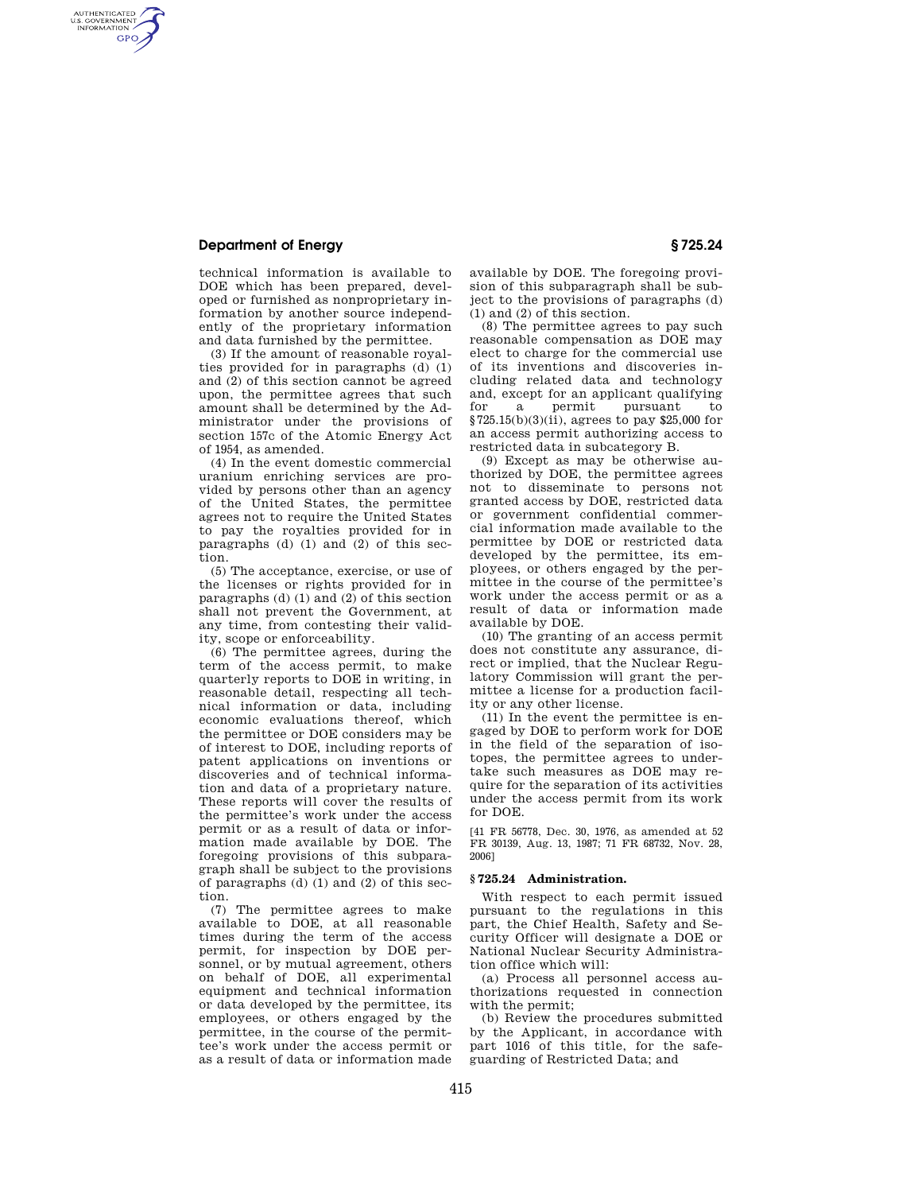technical information is available to DOE which has been prepared, developed or furnished as nonproprietary information by another source independently of the proprietary information and data furnished by the permittee.

(3) If the amount of reasonable royalties provided for in paragraphs (d) (1) and (2) of this section cannot be agreed upon, the permittee agrees that such amount shall be determined by the Administrator under the provisions of section 157c of the Atomic Energy Act of 1954, as amended.

(4) In the event domestic commercial uranium enriching services are provided by persons other than an agency of the United States, the permittee agrees not to require the United States to pay the royalties provided for in paragraphs (d) (1) and (2) of this section.

(5) The acceptance, exercise, or use of the licenses or rights provided for in paragraphs (d) (1) and (2) of this section shall not prevent the Government, at any time, from contesting their validity, scope or enforceability.

(6) The permittee agrees, during the term of the access permit, to make quarterly reports to DOE in writing, in reasonable detail, respecting all technical information or data, including economic evaluations thereof, which the permittee or DOE considers may be of interest to DOE, including reports of patent applications on inventions or discoveries and of technical information and data of a proprietary nature. These reports will cover the results of the permittee's work under the access permit or as a result of data or information made available by DOE. The foregoing provisions of this subparagraph shall be subject to the provisions of paragraphs (d) (1) and (2) of this section.

(7) The permittee agrees to make available to DOE, at all reasonable times during the term of the access permit, for inspection by DOE personnel, or by mutual agreement, others on behalf of DOE, all experimental equipment and technical information or data developed by the permittee, its employees, or others engaged by the permittee, in the course of the permittee's work under the access permit or as a result of data or information made available by DOE. The foregoing provision of this subparagraph shall be subject to the provisions of paragraphs (d) (1) and (2) of this section.

(8) The permittee agrees to pay such reasonable compensation as DOE may elect to charge for the commercial use of its inventions and discoveries including related data and technology and, except for an applicant qualifying for a permit pursuant to §725.15(b)(3)(ii), agrees to pay $25,000 for an access permit authorizing access to restricted data in subcategory B.

(9) Except as may be otherwise authorized by DOE, the permittee agrees not to disseminate to persons not granted access by DOE, restricted data or government confidential commercial information made available to the permittee by DOE or restricted data developed by the permittee, its employees, or others engaged by the permittee in the course of the permittee's work under the access permit or as a result of data or information made available by DOE.

(10) The granting of an access permit does not constitute any assurance, direct or implied, that the Nuclear Regulatory Commission will grant the permittee a license for a production facility or any other license.

(11) In the event the permittee is engaged by DOE to perform work for DOE in the field of the separation of isotopes, the permittee agrees to undertake such measures as DOE may require for the separation of its activities under the access permit from its work for DOE.

[41 FR 56778, Dec. 30, 1976, as amended at 52 FR 30139, Aug. 13, 1987; 71 FR 68732, Nov. 28, 2006]

## § 725.24 Administration.

With respect to each permit issued pursuant to the regulations in this part, the Chief Health, Safety and Security Officer will designate a DOE or National Nuclear Security Administration office which will:

(a) Process all personnel access authorizations requested in connection with the permit;

(b) Review the procedures submitted by the Applicant, in accordance with part 1016 of this title, for the safeguarding of Restricted Data; and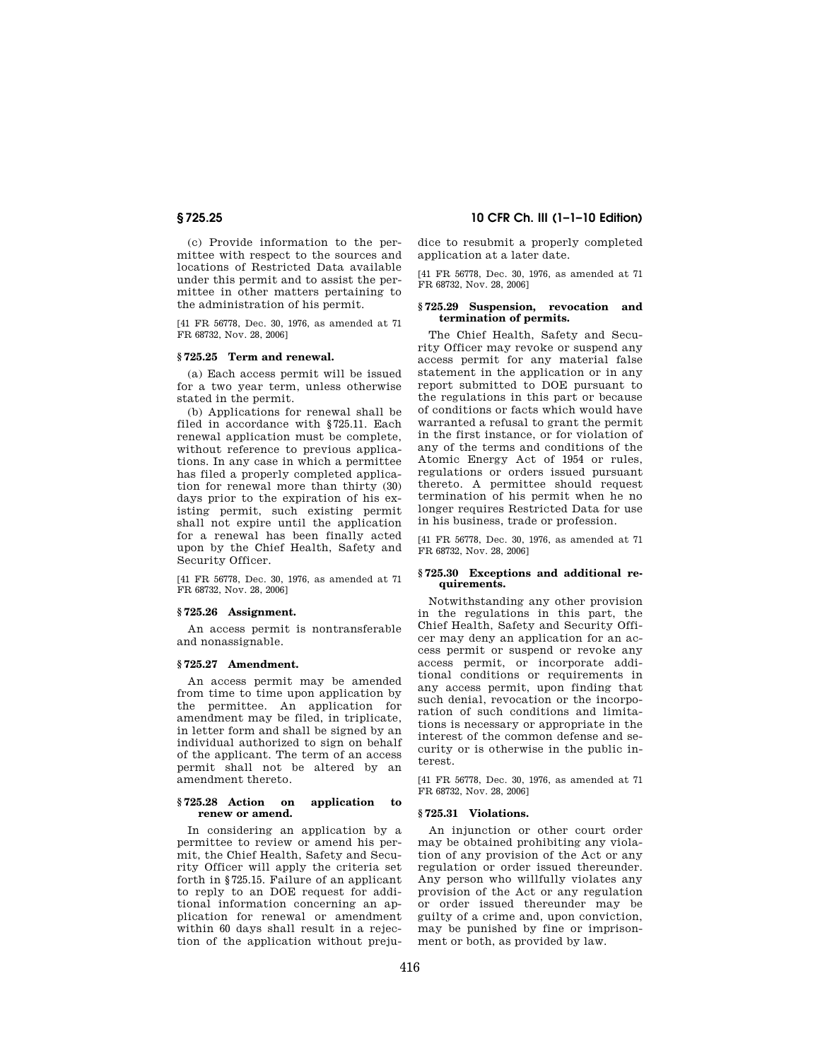(c) Provide information to the permittee with respect to the sources and locations of Restricted Data available under this permit and to assist the permittee in other matters pertaining to the administration of his permit.

[41 FR 56778, Dec. 30, 1976, as amended at 71 FR 68732, Nov. 28, 2006]

### § 725.25 Term and renewal.

(a) Each access permit will be issued for a two year term, unless otherwise stated in the permit.

(b) Applications for renewal shall be filed in accordance with §725.11. Each renewal application must be complete, without reference to previous applications. In any case in which a permittee has filed a properly completed application for renewal more than thirty (30) days prior to the expiration of his existing permit, such existing permit shall not expire until the application for a renewal has been finally acted upon by the Chief Health, Safety and Security Officer.

[41 FR 56778, Dec. 30, 1976, as amended at 71 FR 68732, Nov. 28, 2006]

### § 725.26 Assignment.

An access permit is nontransferable and nonassignable.

### § 725.27 Amendment.

An access permit may be amended from time to time upon application by the permittee. An application for amendment may be filed, in triplicate, in letter form and shall be signed by an individual authorized to sign on behalf of the applicant. The term of an access permit shall not be altered by an amendment thereto.

### § 725.28 Action on application to renew or amend.

In considering an application by a permittee to review or amend his permit, the Chief Health, Safety and Security Officer will apply the criteria set forth in §725.15. Failure of an applicant to reply to an DOE request for additional information concerning an application for renewal or amendment within 60 days shall result in a rejection of the application without prejudice to resubmit a properly completed application at a later date.

[41 FR 56778, Dec. 30, 1976, as amended at 71 FR 68732, Nov. 28, 2006]

### § 725.29 Suspension, revocation and termination of permits.

The Chief Health, Safety and Security Officer may revoke or suspend any access permit for any material false statement in the application or in any report submitted to DOE pursuant to the regulations in this part or because of conditions or facts which would have warranted a refusal to grant the permit in the first instance, or for violation of any of the terms and conditions of the Atomic Energy Act of 1954 or rules, regulations or orders issued pursuant thereto. A permittee should request termination of his permit when he no longer requires Restricted Data for use in his business, trade or profession.

[41 FR 56778, Dec. 30, 1976, as amended at 71 FR 68732, Nov. 28, 2006]

### § 725.30 Exceptions and additional requirements.

Notwithstanding any other provision in the regulations in this part, the Chief Health, Safety and Security Officer may deny an application for an access permit or suspend or revoke any access permit, or incorporate additional conditions or requirements in any access permit, upon finding that such denial, revocation or the incorporation of such conditions and limitations is necessary or appropriate in the interest of the common defense and security or is otherwise in the public interest.

[41 FR 56778, Dec. 30, 1976, as amended at 71 FR 68732, Nov. 28, 2006]

### § 725.31 Violations.

An injunction or other court order may be obtained prohibiting any violation of any provision of the Act or any regulation or order issued thereunder. Any person who willfully violates any provision of the Act or any regulation or order issued thereunder may be guilty of a crime and, upon conviction, may be punished by fine or imprisonment or both, as provided by law.